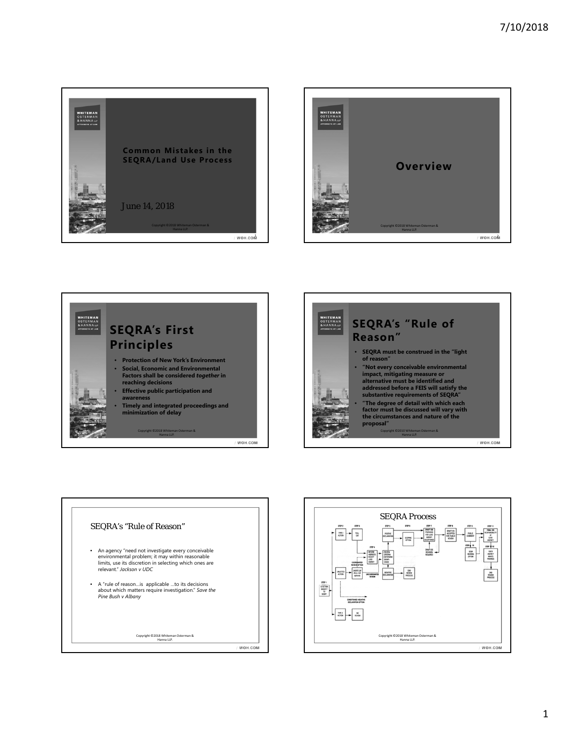# Common Mistakes in the SEQRA/Land Use Process

June 14, 2018

Copyright ©2018 Whiteman Osterman & Hanna LLP.

# Overview

Copyright ©2018 Whiteman Osterman & Hanna LLP.

# SEQRA's First Principles

- **Protection of New York's Environment**
- **Social, Economic and Environmental Factors shall be considered *together* in reaching decisions**
- **Effective public participation and awareness**
- **Timely and integrated proceedings and minimization of delay**

Copyright ©2018 Whiteman Osterman & Hanna LLP.

# SEQRA's "Rule of Reason"

- **SEQRA must be construed in the "light of reason"**
- **"Not every conceivable environmental impact, mitigating measure or alternative must be identified and addressed before a FEIS will satisfy the substantive requirements of SEQRA"**
- **"The degree of detail with which each factor must be discussed will vary with the circumstances and nature of the proposal"**

Copyright ©2010 Whiteman Osterman & Hanna LLP.

## SEQRA's "Rule of Reason"

- An agency "need not investigate every conceivable environmental problem; it may within reasonable limits, use its discretion in selecting which ones are relevant." *Jackson v UDC*
- A "rule of reason…is applicable …to its decisions about which matters require investigation." *Save the Pine Bush v Albany*

Copyright ©2018 Whiteman Osterman & Hanna LLP.

## SEQRA Process

Copyright ©2018 Whiteman Osterman & Hanna LLP.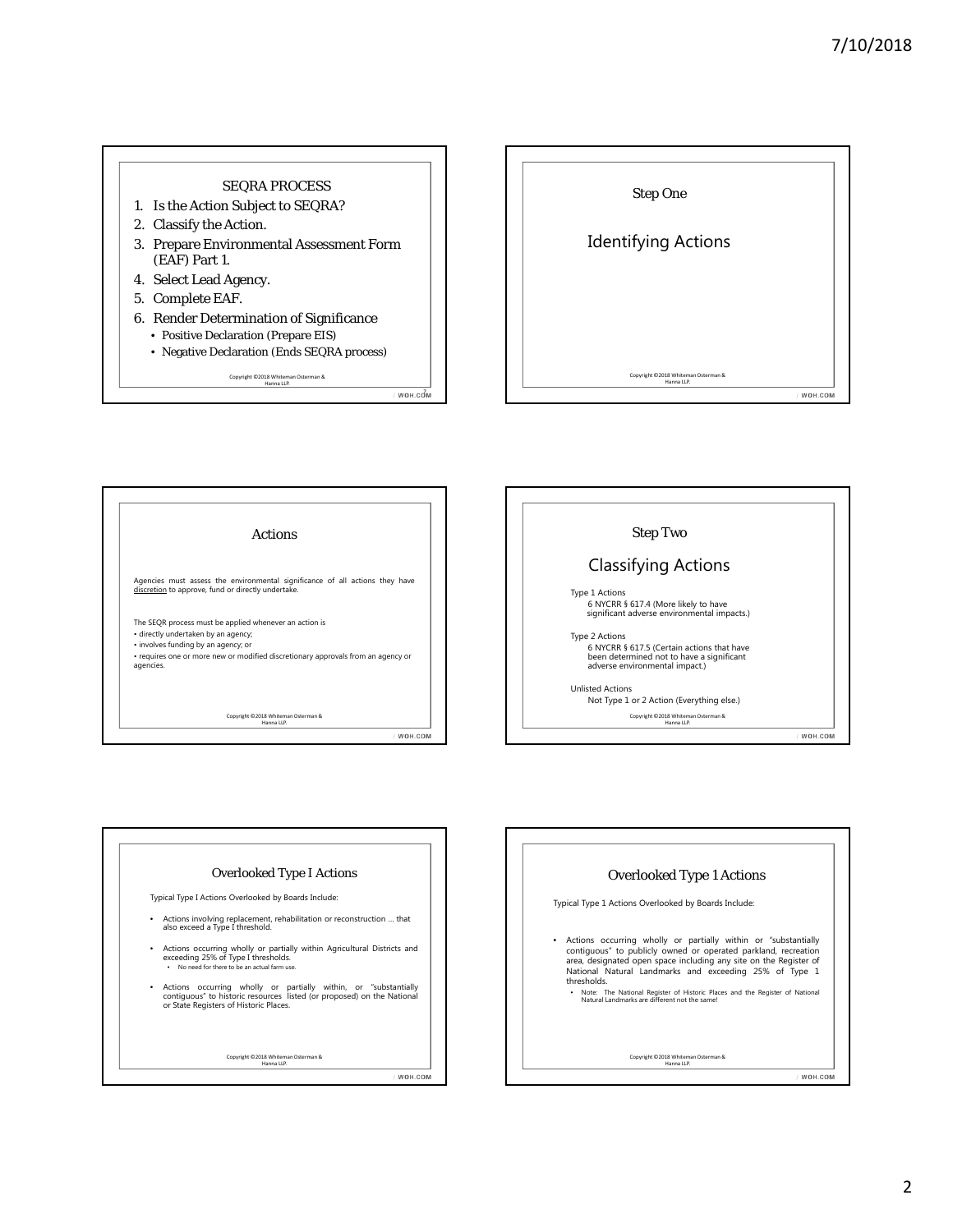## SEQRA PROCESS

1. Is the Action Subject to SEQRA?
2. Classify the Action.
3. Prepare Environmental Assessment Form (EAF) Part 1.
4. Select Lead Agency.
5. Complete EAF.
6. Render Determination of Significance
   - Positive Declaration (Prepare EIS)
   - Negative Declaration (Ends SEQRA process)

Copyright ©2018 Whiteman Osterman & Hanna LLP.

## Step One

## Identifying Actions

Copyright ©2018 Whiteman Osterman & Hanna LLP.

## Actions

Agencies must assess the environmental significance of all actions they have discretion to approve, fund or directly undertake.

The SEQR process must be applied whenever an action is

- directly undertaken by an agency;
- involves funding by an agency; or
- requires one or more new or modified discretionary approvals from an agency or agencies.

Copyright ©2018 Whiteman Osterman & Hanna LLP.

## Step Two

## Classifying Actions

Type 1 Actions
6 NYCRR § 617.4 (More likely to have significant adverse environmental impacts.)

Type 2 Actions
6 NYCRR § 617.5 (Certain actions that have been determined not to have a significant adverse environmental impact.)

Unlisted Actions
Not Type 1 or 2 Action (Everything else.)

Copyright ©2018 Whiteman Osterman & Hanna LLP.

## Overlooked Type I Actions

Typical Type I Actions Overlooked by Boards Include:

- Actions involving replacement, rehabilitation or reconstruction … that also exceed a Type I threshold.
- Actions occurring wholly or partially within Agricultural Districts and exceeding 25% of Type I thresholds.
  - No need for there to be an actual farm use.
- Actions occurring wholly or partially within, or "substantially contiguous" to historic resources listed (or proposed) on the National or State Registers of Historic Places.

Copyright ©2018 Whiteman Osterman & Hanna LLP.

## Overlooked Type 1 Actions

Typical Type 1 Actions Overlooked by Boards Include:

- Actions occurring wholly or partially within or "substantially contiguous" to publicly owned or operated parkland, recreation area, designated open space including any site on the Register of National Natural Landmarks and exceeding 25% of Type 1 thresholds.
  - Note: The National Register of Historic Places and the Register of National Natural Landmarks are different not the same!

Copyright ©2018 Whiteman Osterman & Hanna LLP.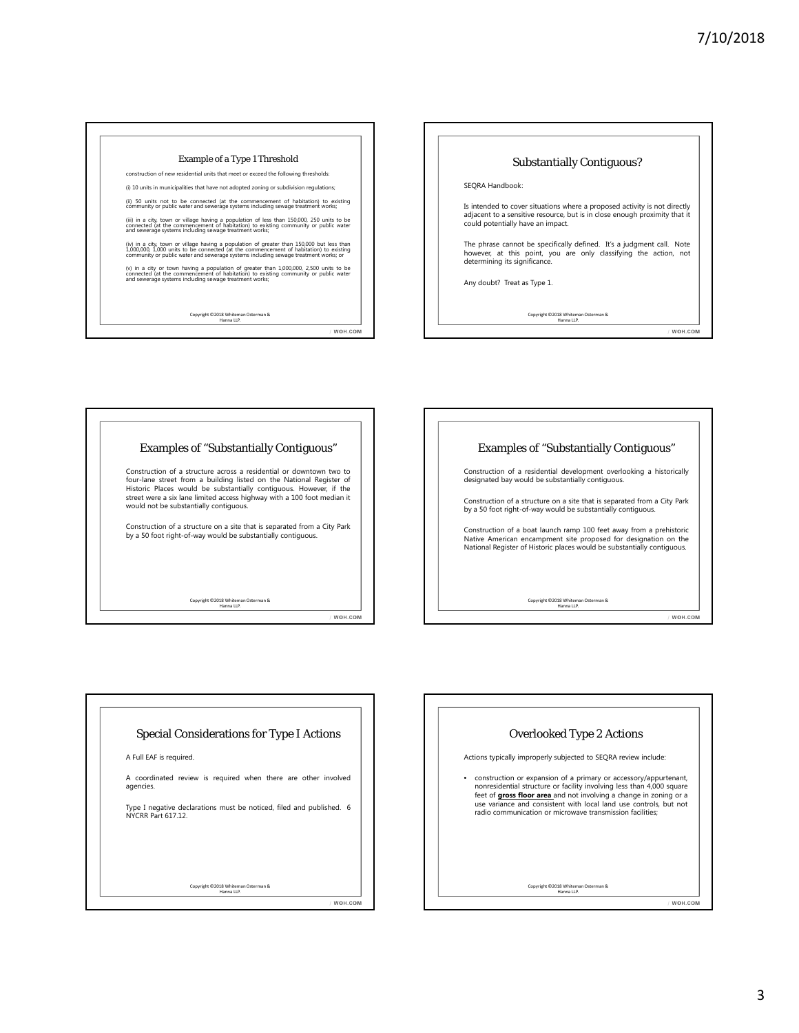## Example of a Type 1 Threshold

construction of new residential units that meet or exceed the following thresholds:

(i) 10 units in municipalities that have not adopted zoning or subdivision regulations;

(ii) 50 units not to be connected (at the commencement of habitation) to existing community or public water and sewerage systems including sewage treatment works;

(iii) in a city, town or village having a population of less than 150,000, 250 units to be connected (at the commencement of habitation) to existing community or public water and sewerage systems including sewage treatment works;

(iv) in a city, town or village having a population of greater than 150,000 but less than 1,000,000, 1,000 units to be connected (at the commencement of habitation) to existing community or public water and sewerage systems including sewage treatment works; or

(v) in a city or town having a population of greater than 1,000,000, 2,500 units to be connected (at the commencement of habitation) to existing community or public water and sewerage systems including sewage treatment works;

Copyright ©2018 Whiteman Osterman & Hanna LLP.

## Substantially Contiguous?

SEQRA Handbook:

Is intended to cover situations where a proposed activity is not directly adjacent to a sensitive resource, but is in close enough proximity that it could potentially have an impact.

The phrase cannot be specifically defined. It's a judgment call. Note however, at this point, you are only classifying the action, not determining its significance.

Any doubt? Treat as Type 1.

Copyright ©2018 Whiteman Osterman & Hanna LLP.

## Examples of "Substantially Contiguous"

Construction of a structure across a residential or downtown two to four-lane street from a building listed on the National Register of Historic Places would be substantially contiguous. However, if the street were a six lane limited access highway with a 100 foot median it would not be substantially contiguous.

Construction of a structure on a site that is separated from a City Park by a 50 foot right-of-way would be substantially contiguous.

Copyright ©2018 Whiteman Osterman & Hanna LLP.

## Examples of "Substantially Contiguous"

Construction of a residential development overlooking a historically designated bay would be substantially contiguous.

Construction of a structure on a site that is separated from a City Park by a 50 foot right-of-way would be substantially contiguous.

Construction of a boat launch ramp 100 feet away from a prehistoric Native American encampment site proposed for designation on the National Register of Historic places would be substantially contiguous.

Copyright ©2018 Whiteman Osterman & Hanna LLP.

## Special Considerations for Type I Actions

A Full EAF is required.

A coordinated review is required when there are other involved agencies.

Type I negative declarations must be noticed, filed and published. 6 NYCRR Part 617.12.

Copyright ©2018 Whiteman Osterman & Hanna LLP.

## Overlooked Type 2 Actions

Actions typically improperly subjected to SEQRA review include:

- construction or expansion of a primary or accessory/appurtenant, nonresidential structure or facility involving less than 4,000 square feet of **gross floor area** and not involving a change in zoning or a use variance and consistent with local land use controls, but not radio communication or microwave transmission facilities;

Copyright ©2018 Whiteman Osterman & Hanna LLP.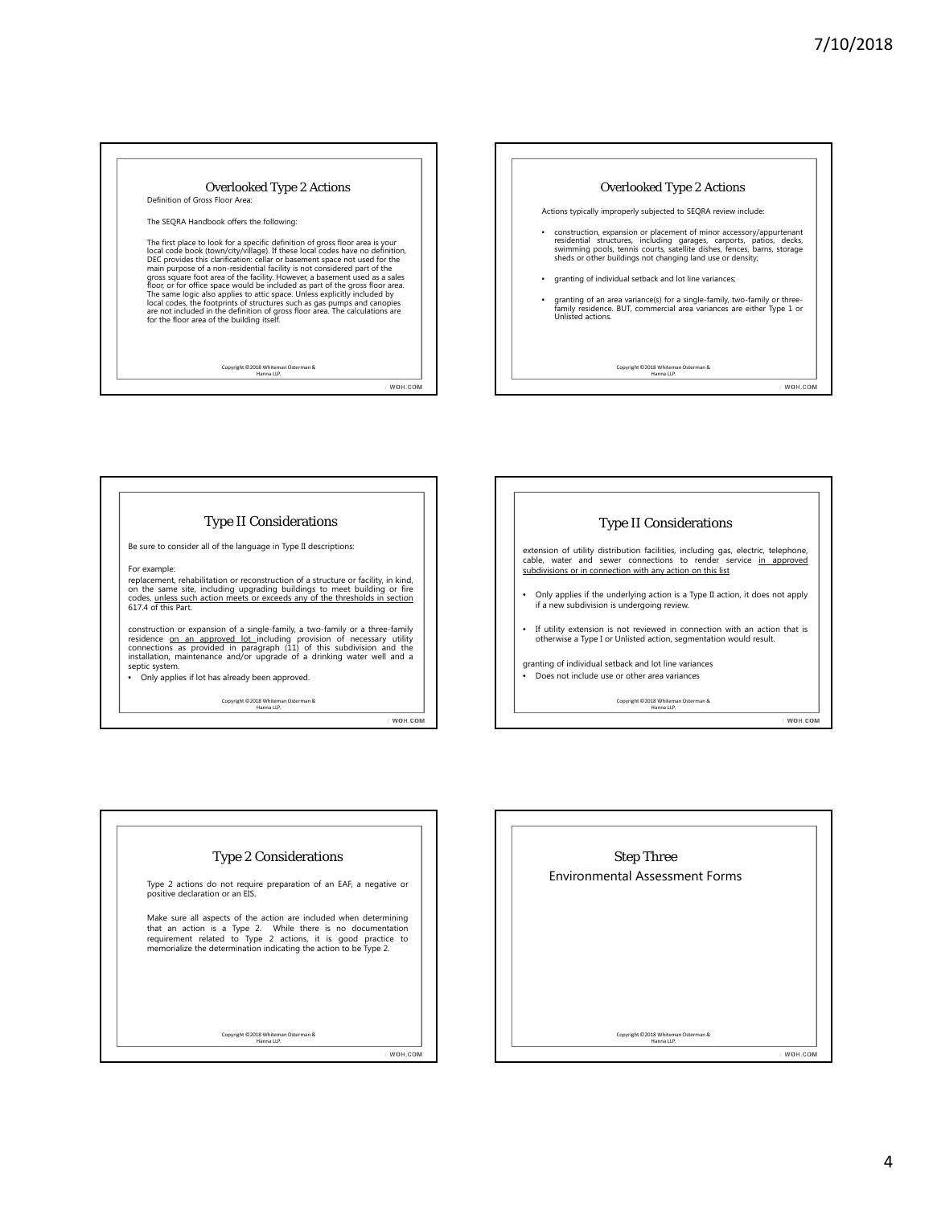## Overlooked Type 2 Actions

Definition of Gross Floor Area:

The SEQRA Handbook offers the following:

The first place to look for a specific definition of gross floor area is your local code book (town/city/village). If these local codes have no definition, DEC provides this clarification: cellar or basement space not used for the main purpose of a non-residential facility is not considered part of the gross square foot area of the facility. However, a basement used as a sales floor, or for office space would be included as part of the gross floor area. The same logic also applies to attic space. Unless explicitly included by local codes, the footprints of structures such as gas pumps and canopies are not included in the definition of gross floor area. The calculations are for the floor area of the building itself.

## Overlooked Type 2 Actions

Actions typically improperly subjected to SEQRA review include:

- construction, expansion or placement of minor accessory/appurtenant residential structures, including garages, carports, patios, decks, swimming pools, tennis courts, satellite dishes, fences, barns, storage sheds or other buildings not changing land use or density;
- granting of individual setback and lot line variances;
- granting of an area variance(s) for a single-family, two-family or three-family residence. BUT, commercial area variances are either Type 1 or Unlisted actions.

## Type II Considerations

Be sure to consider all of the language in Type II descriptions:

For example:

replacement, rehabilitation or reconstruction of a structure or facility, in kind, on the same site, including upgrading buildings to meet building or fire codes, <u>unless such action meets or exceeds any of the thresholds in section 617.4 of this Part.</u>

construction or expansion of a single-family, a two-family or a three-family residence <u>on an approved lot</u> including provision of necessary utility connections as provided in paragraph (11) of this subdivision and the installation, maintenance and/or upgrade of a drinking water well and a septic system.

- Only applies if lot has already been approved.

## Type II Considerations

extension of utility distribution facilities, including gas, electric, telephone, cable, water and sewer connections to render service <u>in approved subdivisions or in connection with any action on this list</u>

- Only applies if the underlying action is a Type II action, it does not apply if a new subdivision is undergoing review.
- If utility extension is not reviewed in connection with an action that is otherwise a Type I or Unlisted action, segmentation would result.

granting of individual setback and lot line variances

- Does not include use or other area variances

## Type 2 Considerations

Type 2 actions do not require preparation of an EAF, a negative or positive declaration or an EIS.

Make sure all aspects of the action are included when determining that an action is a Type 2. While there is no documentation requirement related to Type 2 actions, it is good practice to memorialize the determination indicating the action to be Type 2.

## Step Three

Environmental Assessment Forms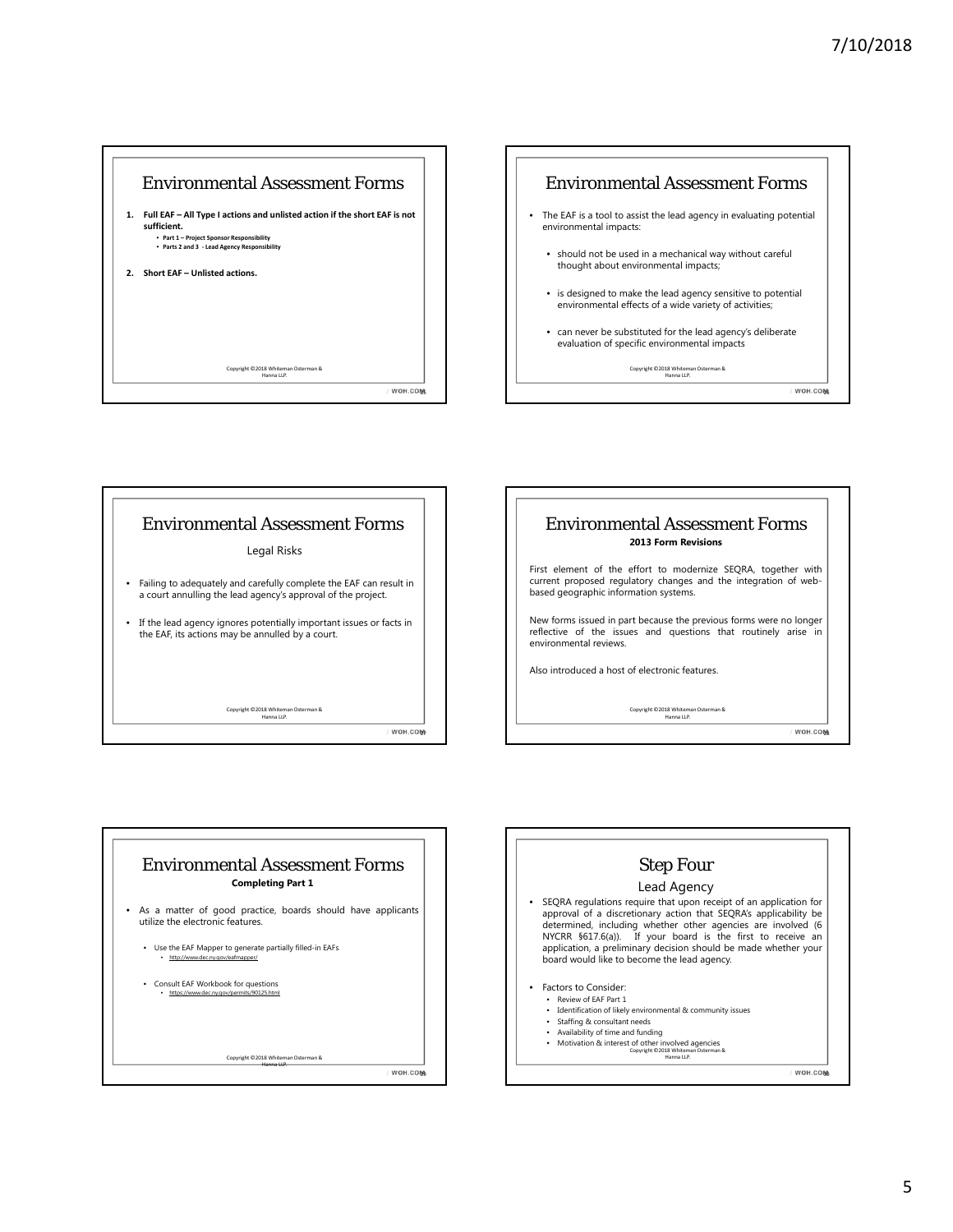## Environmental Assessment Forms

1. **Full EAF – All Type I actions and unlisted action if the short EAF is not sufficient.**
   - **Part 1 – Project Sponsor Responsibility**
   - **Parts 2 and 3 - Lead Agency Responsibility**
2. **Short EAF – Unlisted actions.**

Copyright ©2018 Whiteman Osterman & Hanna LLP.

## Environmental Assessment Forms

- The EAF is a tool to assist the lead agency in evaluating potential environmental impacts:
  - should not be used in a mechanical way without careful thought about environmental impacts;
  - is designed to make the lead agency sensitive to potential environmental effects of a wide variety of activities;
  - can never be substituted for the lead agency's deliberate evaluation of specific environmental impacts

Copyright ©2018 Whiteman Osterman & Hanna LLP.

## Environmental Assessment Forms

Legal Risks

- Failing to adequately and carefully complete the EAF can result in a court annulling the lead agency's approval of the project.
- If the lead agency ignores potentially important issues or facts in the EAF, its actions may be annulled by a court.

Copyright ©2018 Whiteman Osterman & Hanna LLP.

## Environmental Assessment Forms

**2013 Form Revisions**

First element of the effort to modernize SEQRA, together with current proposed regulatory changes and the integration of web-based geographic information systems.

New forms issued in part because the previous forms were no longer reflective of the issues and questions that routinely arise in environmental reviews.

Also introduced a host of electronic features.

Copyright ©2018 Whiteman Osterman & Hanna LLP.

## Environmental Assessment Forms

**Completing Part 1**

- As a matter of good practice, boards should have applicants utilize the electronic features.
  - Use the EAF Mapper to generate partially filled-in EAFs
    - http://www.dec.ny.gov/eafmapper/
  - Consult EAF Workbook for questions
    - https://www.dec.ny.gov/permits/90125.html

Copyright ©2018 Whiteman Osterman & Hanna LLP.

## Step Four

Lead Agency

- SEQRA regulations require that upon receipt of an application for approval of a discretionary action that SEQRA's applicability be determined, including whether other agencies are involved (6 NYCRR §617.6(a)). If your board is the first to receive an application, a preliminary decision should be made whether your board would like to become the lead agency.
- Factors to Consider:
  - Review of EAF Part 1
  - Identification of likely environmental & community issues
  - Staffing & consultant needs
  - Availability of time and funding
  - Motivation & interest of other involved agencies

Copyright ©2018 Whiteman Osterman & Hanna LLP.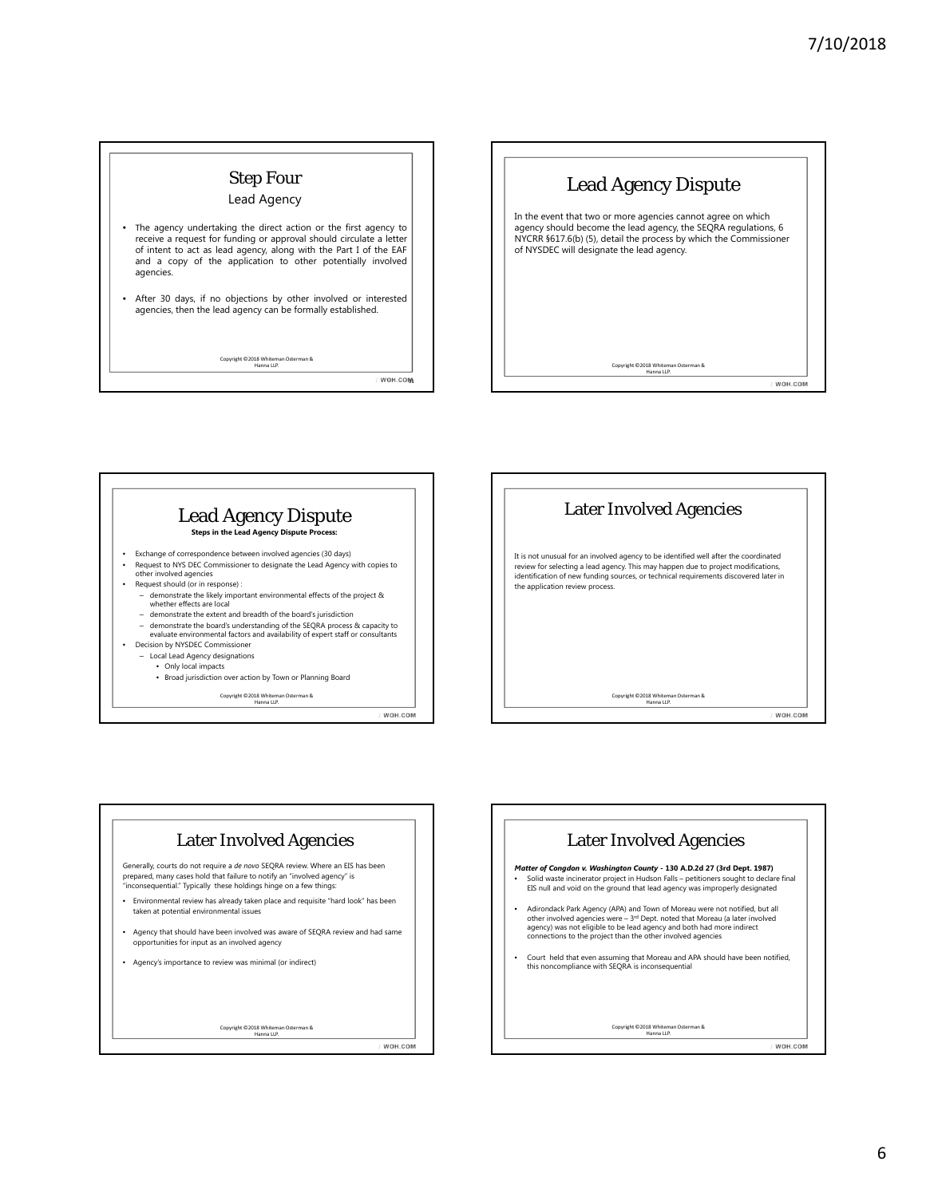## Step Four

### Lead Agency

- The agency undertaking the direct action or the first agency to receive a request for funding or approval should circulate a letter of intent to act as lead agency, along with the Part I of the EAF and a copy of the application to other potentially involved agencies.
- After 30 days, if no objections by other involved or interested agencies, then the lead agency can be formally established.

Copyright ©2018 Whiteman Osterman & Hanna LLP.

## Lead Agency Dispute

In the event that two or more agencies cannot agree on which agency should become the lead agency, the SEQRA regulations, 6 NYCRR §617.6(b) (5), detail the process by which the Commissioner of NYSDEC will designate the lead agency.

Copyright ©2018 Whiteman Osterman & Hanna LLP.

## Lead Agency Dispute

**Steps in the Lead Agency Dispute Process:**

- Exchange of correspondence between involved agencies (30 days)
- Request to NYS DEC Commissioner to designate the Lead Agency with copies to other involved agencies
- Request should (or in response) :
  - demonstrate the likely important environmental effects of the project & whether effects are local
  - demonstrate the extent and breadth of the board's jurisdiction
  - demonstrate the board's understanding of the SEQRA process & capacity to evaluate environmental factors and availability of expert staff or consultants
- Decision by NYSDEC Commissioner
  - Local Lead Agency designations
    - Only local impacts
    - Broad jurisdiction over action by Town or Planning Board

Copyright ©2018 Whiteman Osterman & Hanna LLP.

## Later Involved Agencies

It is not unusual for an involved agency to be identified well after the coordinated review for selecting a lead agency. This may happen due to project modifications, identification of new funding sources, or technical requirements discovered later in the application review process.

Copyright ©2018 Whiteman Osterman & Hanna LLP.

## Later Involved Agencies

Generally, courts do not require a *de novo* SEQRA review. Where an EIS has been prepared, many cases hold that failure to notify an "involved agency" is "inconsequential." Typically these holdings hinge on a few things:

- Environmental review has already taken place and requisite "hard look" has been taken at potential environmental issues
- Agency that should have been involved was aware of SEQRA review and had same opportunities for input as an involved agency
- Agency's importance to review was minimal (or indirect)

Copyright ©2018 Whiteman Osterman & Hanna LLP.

## Later Involved Agencies

***Matter of Congdon v. Washington County* - 130 A.D.2d 27 (3rd Dept. 1987)**

- Solid waste incinerator project in Hudson Falls – petitioners sought to declare final EIS null and void on the ground that lead agency was improperly designated
- Adirondack Park Agency (APA) and Town of Moreau were not notified, but all other involved agencies were – 3rd Dept. noted that Moreau (a later involved agency) was not eligible to be lead agency and both had more indirect connections to the project than the other involved agencies
- Court held that even assuming that Moreau and APA should have been notified, this noncompliance with SEQRA is inconsequential

Copyright ©2018 Whiteman Osterman & Hanna LLP.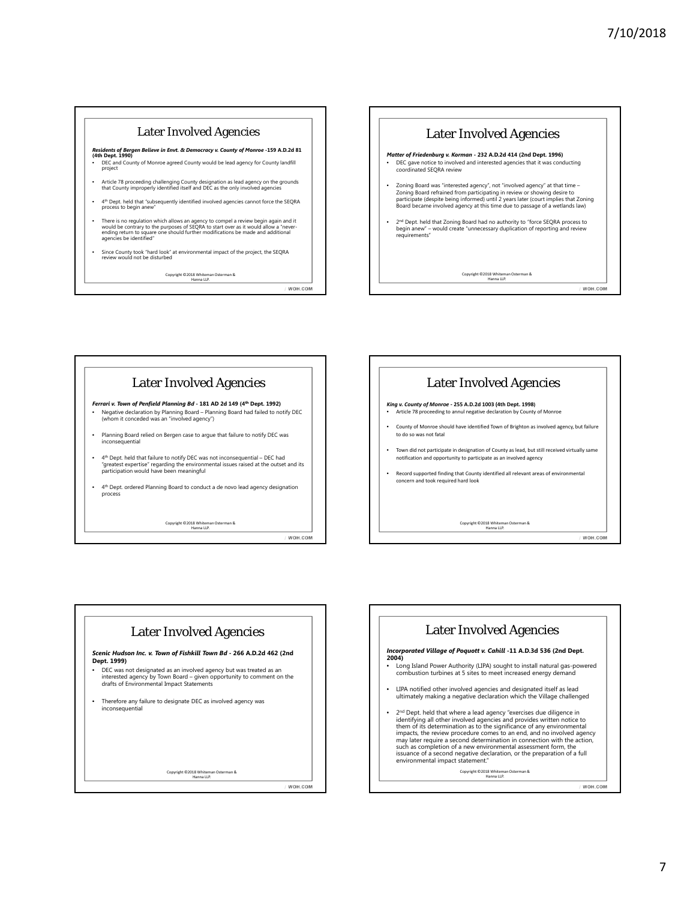## Later Involved Agencies

***Residents of Bergen Believe in Envt. & Democracy v. County of Monroe*** **-159 A.D.2d 81 (4th Dept. 1990)**

- DEC and County of Monroe agreed County would be lead agency for County landfill project
- Article 78 proceeding challenging County designation as lead agency on the grounds that County improperly identified itself and DEC as the only involved agencies
- 4th Dept. held that "subsequently identified involved agencies cannot force the SEQRA process to begin anew"
- There is no regulation which allows an agency to compel a review begin again and it would be contrary to the purposes of SEQRA to start over as it would allow a "never-ending return to square one should further modifications be made and additional agencies be identified"
- Since County took "hard look" at environmental impact of the project, the SEQRA review would not be disturbed

Copyright ©2018 Whiteman Osterman & Hanna LLP.

## Later Involved Agencies

***Matter of Friedenburg v. Korman*** **- 232 A.D.2d 414 (2nd Dept. 1996)**

- DEC gave notice to involved and interested agencies that it was conducting coordinated SEQRA review
- Zoning Board was "interested agency", not "involved agency" at that time – Zoning Board refrained from participating in review or showing desire to participate (despite being informed) until 2 years later (court implies that Zoning Board became involved agency at this time due to passage of a wetlands law)
- 2nd Dept. held that Zoning Board had no authority to "force SEQRA process to begin anew" – would create "unnecessary duplication of reporting and review requirements"

Copyright ©2018 Whiteman Osterman & Hanna LLP.

## Later Involved Agencies

***Ferrari v. Town of Penfield Planning Bd*** **- 181 AD 2d 149 (4th Dept. 1992)**

- Negative declaration by Planning Board – Planning Board had failed to notify DEC (whom it conceded was an "involved agency")
- Planning Board relied on Bergen case to argue that failure to notify DEC was inconsequential
- 4th Dept. held that failure to notify DEC was not inconsequential – DEC had "greatest expertise" regarding the environmental issues raised at the outset and its participation would have been meaningful
- 4th Dept. ordered Planning Board to conduct a de novo lead agency designation process

Copyright ©2018 Whiteman Osterman & Hanna LLP.

## Later Involved Agencies

***King v. County of Monroe*** **- 255 A.D.2d 1003 (4th Dept. 1998)**

- Article 78 proceeding to annul negative declaration by County of Monroe
- County of Monroe should have identified Town of Brighton as involved agency, but failure to do so was not fatal
- Town did not participate in designation of County as lead, but still received virtually same notification and opportunity to participate as an involved agency
- Record supported finding that County identified all relevant areas of environmental concern and took required hard look

Copyright ©2018 Whiteman Osterman & Hanna LLP.

## Later Involved Agencies

***Scenic Hudson Inc. v. Town of Fishkill Town Bd*** **- 266 A.D.2d 462 (2nd Dept. 1999)**

- DEC was not designated as an involved agency but was treated as an interested agency by Town Board – given opportunity to comment on the drafts of Environmental Impact Statements
- Therefore any failure to designate DEC as involved agency was inconsequential

Copyright ©2018 Whiteman Osterman & Hanna LLP.

## Later Involved Agencies

***Incorporated Village of Poquott v. Cahill*** **-11 A.D.3d 536 (2nd Dept. 2004)**

- Long Island Power Authority (LIPA) sought to install natural gas-powered combustion turbines at 5 sites to meet increased energy demand
- LIPA notified other involved agencies and designated itself as lead ultimately making a negative declaration which the Village challenged
- 2nd Dept. held that where a lead agency "exercises due diligence in identifying all other involved agencies and provides written notice to them of its determination as to the significance of any environmental impacts, the review procedure comes to an end, and no involved agency may later require a second determination in connection with the action, such as completion of a new environmental assessment form, the issuance of a second negative declaration, or the preparation of a full environmental impact statement."

Copyright ©2018 Whiteman Osterman & Hanna LLP.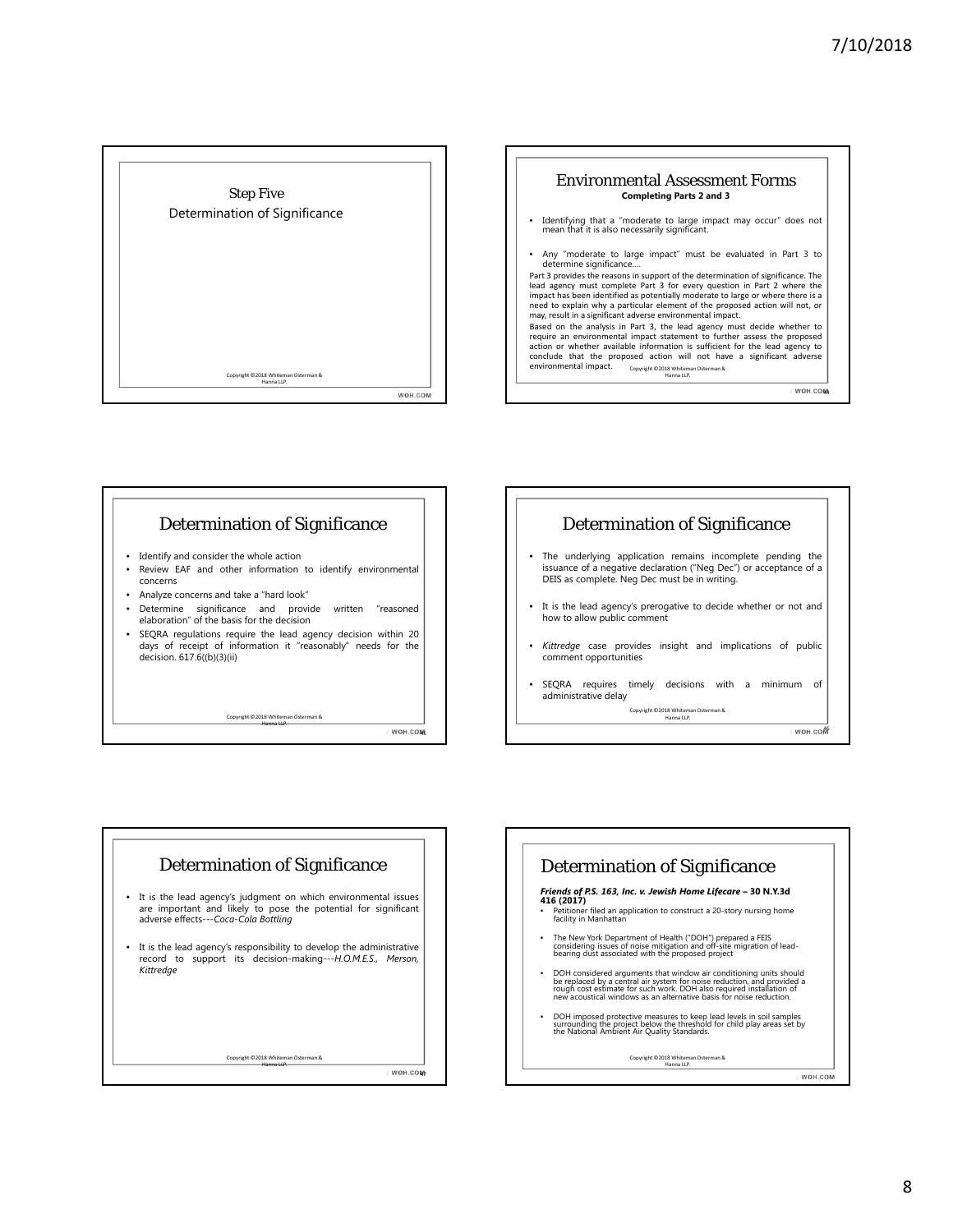## Step Five

Determination of Significance

## Environmental Assessment Forms

**Completing Parts 2 and 3**

- Identifying that a "moderate to large impact may occur" does not mean that it is also necessarily significant.
- Any "moderate to large impact" must be evaluated in Part 3 to determine significance....

Part 3 provides the reasons in support of the determination of significance. The lead agency must complete Part 3 for every question in Part 2 where the impact has been identified as potentially moderate to large or where there is a need to explain why a particular element of the proposed action will not, or may, result in a significant adverse environmental impact.

Based on the analysis in Part 3, the lead agency must decide whether to require an environmental impact statement to further assess the proposed action or whether available information is sufficient for the lead agency to conclude that the proposed action will not have a significant adverse environmental impact.

## Determination of Significance

- Identify and consider the whole action
- Review EAF and other information to identify environmental concerns
- Analyze concerns and take a "hard look"
- Determine significance and provide written "reasoned elaboration" of the basis for the decision
- SEQRA regulations require the lead agency decision within 20 days of receipt of information it "reasonably" needs for the decision. 617.6((b)(3)(ii)

## Determination of Significance

- The underlying application remains incomplete pending the issuance of a negative declaration ("Neg Dec") or acceptance of a DEIS as complete. Neg Dec must be in writing.
- It is the lead agency's prerogative to decide whether or not and how to allow public comment
- *Kittredge* case provides insight and implications of public comment opportunities
- SEQRA requires timely decisions with a minimum of administrative delay

## Determination of Significance

- It is the lead agency's judgment on which environmental issues are important and likely to pose the potential for significant adverse effects---*Coca-Cola Bottling*
- It is the lead agency's responsibility to develop the administrative record to support its decision-making---*H.O.M.E.S., Merson, Kittredge*

## Determination of Significance

***Friends of P.S. 163, Inc. v. Jewish Home Lifecare* – 30 N.Y.3d 416 (2017)**

- Petitioner filed an application to construct a 20-story nursing home facility in Manhattan
- The New York Department of Health ("DOH") prepared a FEIS considering issues of noise mitigation and off-site migration of lead-bearing dust associated with the proposed project
- DOH considered arguments that window air conditioning units should be replaced by a central air system for noise reduction, and provided a rough cost estimate for such work. DOH also required installation of new acoustical windows as an alternative basis for noise reduction.
- DOH imposed protective measures to keep lead levels in soil samples surrounding the project below the threshold for child play areas set by the National Ambient Air Quality Standards.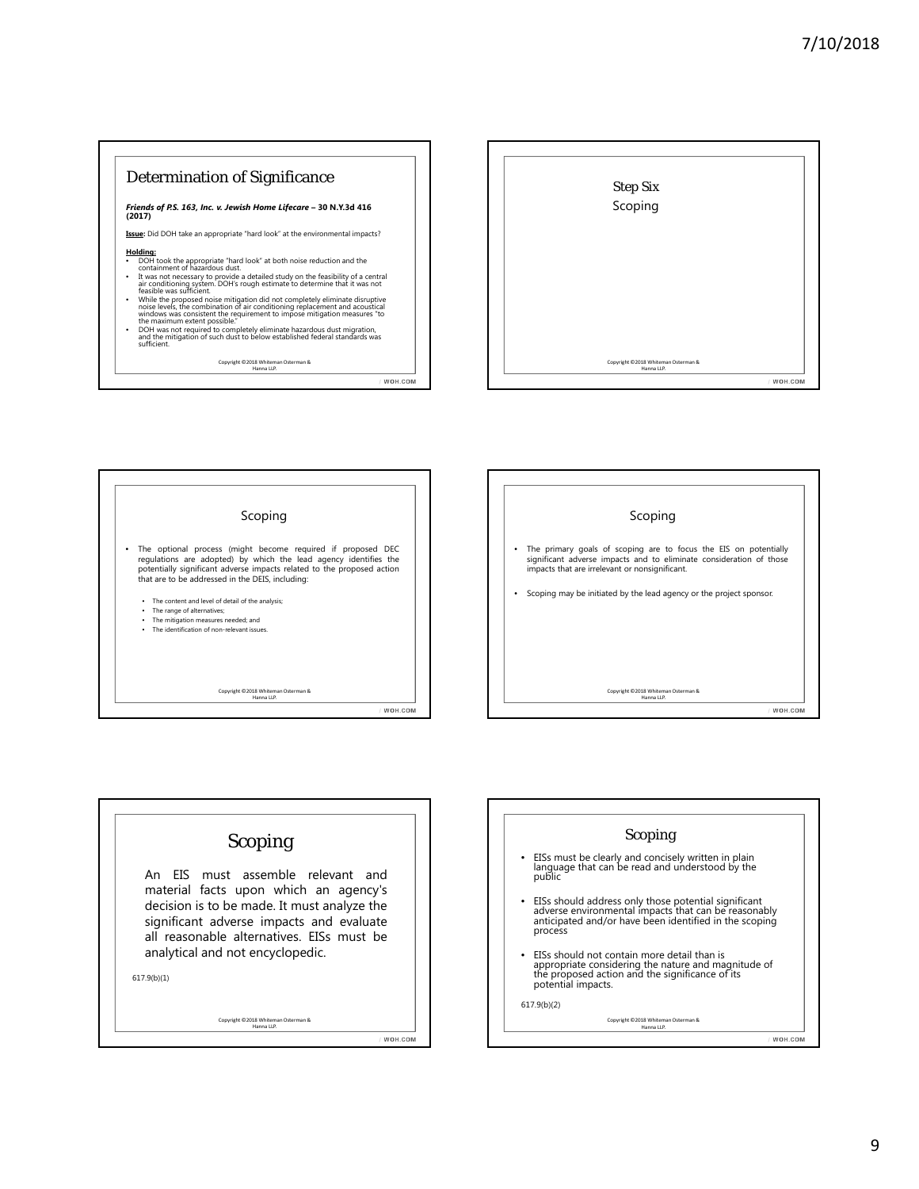## Determination of Significance

***Friends of P.S. 163, Inc. v. Jewish Home Lifecare* – 30 N.Y.3d 416 (2017)**

**Issue:** Did DOH take an appropriate "hard look" at the environmental impacts?

**Holding:**

- DOH took the appropriate "hard look" at both noise reduction and the containment of hazardous dust.
- It was not necessary to provide a detailed study on the feasibility of a central air conditioning system. DOH's rough estimate to determine that it was not feasible was sufficient.
- While the proposed noise mitigation did not completely eliminate disruptive noise levels, the combination of air conditioning replacement and acoustical windows was consistent the requirement to impose mitigation measures "to the maximum extent possible."
- DOH was not required to completely eliminate hazardous dust migration, and the mitigation of such dust to below established federal standards was sufficient.

Copyright ©2018 Whiteman Osterman & Hanna LLP.

## Step Six

## Scoping

Copyright ©2018 Whiteman Osterman & Hanna LLP.

## Scoping

- The optional process (might become required if proposed DEC regulations are adopted) by which the lead agency identifies the potentially significant adverse impacts related to the proposed action that are to be addressed in the DEIS, including:
  - The content and level of detail of the analysis;
  - The range of alternatives;
  - The mitigation measures needed; and
  - The identification of non-relevant issues.

Copyright ©2018 Whiteman Osterman & Hanna LLP.

## Scoping

- The primary goals of scoping are to focus the EIS on potentially significant adverse impacts and to eliminate consideration of those impacts that are irrelevant or nonsignificant.
- Scoping may be initiated by the lead agency or the project sponsor.

Copyright ©2018 Whiteman Osterman & Hanna LLP.

## Scoping

An EIS must assemble relevant and material facts upon which an agency's decision is to be made. It must analyze the significant adverse impacts and evaluate all reasonable alternatives. EISs must be analytical and not encyclopedic.

617.9(b)(1)

Copyright ©2018 Whiteman Osterman & Hanna LLP.

## Scoping

- EISs must be clearly and concisely written in plain language that can be read and understood by the public
- EISs should address only those potential significant adverse environmental impacts that can be reasonably anticipated and/or have been identified in the scoping process
- EISs should not contain more detail than is appropriate considering the nature and magnitude of the proposed action and the significance of its potential impacts.

617.9(b)(2)

Copyright ©2018 Whiteman Osterman & Hanna LLP.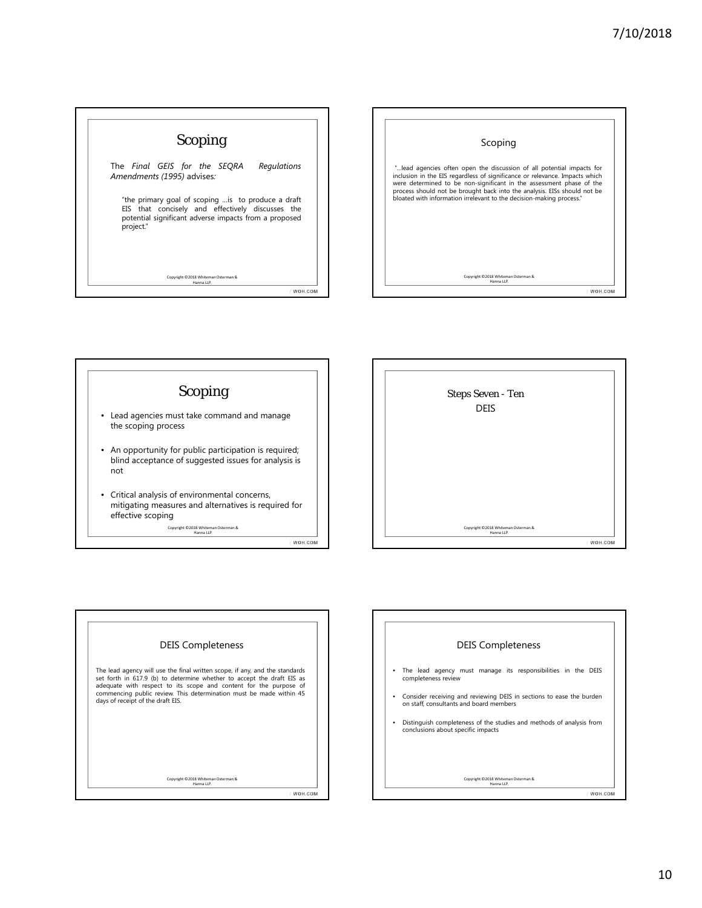## Scoping

The *Final GEIS for the SEQRA Regulations Amendments (1995)* advises*:*

"the primary goal of scoping …is to produce a draft EIS that concisely and effectively discusses the potential significant adverse impacts from a proposed project."

Copyright ©2018 Whiteman Osterman & Hanna LLP.

## Scoping

"…lead agencies often open the discussion of all potential impacts for inclusion in the EIS regardless of significance or relevance. Impacts which were determined to be non-significant in the assessment phase of the process should not be brought back into the analysis. EISs should not be bloated with information irrelevant to the decision-making process."

Copyright ©2018 Whiteman Osterman & Hanna LLP.

## Scoping

- Lead agencies must take command and manage the scoping process
- An opportunity for public participation is required; blind acceptance of suggested issues for analysis is not
- Critical analysis of environmental concerns, mitigating measures and alternatives is required for effective scoping

Copyright ©2018 Whiteman Osterman & Hanna LLP.

## Steps Seven - Ten
## DEIS

Copyright ©2018 Whiteman Osterman & Hanna LLP.

## DEIS Completeness

The lead agency will use the final written scope, if any, and the standards set forth in 617.9 (b) to determine whether to accept the draft EIS as adequate with respect to its scope and content for the purpose of commencing public review. This determination must be made within 45 days of receipt of the draft EIS.

Copyright ©2018 Whiteman Osterman & Hanna LLP.

## DEIS Completeness

- The lead agency must manage its responsibilities in the DEIS completeness review
- Consider receiving and reviewing DEIS in sections to ease the burden on staff, consultants and board members
- Distinguish completeness of the studies and methods of analysis from conclusions about specific impacts

Copyright ©2018 Whiteman Osterman & Hanna LLP.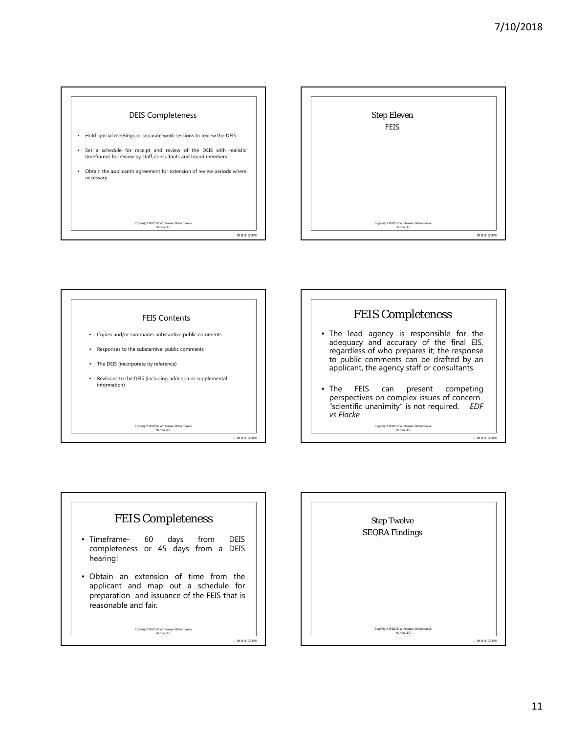## DEIS Completeness

- Hold special meetings or separate work sessions to review the DEIS
- Set a schedule for receipt and review of the DEIS with realistic timeframes for review by staff, consultants and board members
- Obtain the applicant's agreement for extension of review periods where necessary.

Copyright ©2018 Whiteman Osterman & Hanna LLP.

## Step Eleven
## FEIS

Copyright ©2018 Whiteman Osterman & Hanna LLP.

## FEIS Contents

- Copies and/or summaries substantive public comments
- Responses to the substantive public comments
- The DEIS (incorporate by reference)
- Revisions to the DEIS (including addenda or supplemental information)

Copyright ©2018 Whiteman Osterman & Hanna LLP.

## FEIS Completeness

- The lead agency is responsible for the adequacy and accuracy of the final EIS, regardless of who prepares it; the response to public comments can be drafted by an applicant, the agency staff or consultants.
- The FEIS can present competing perspectives on complex issues of concern- "scientific unanimity" is not required. *EDF vs Flacke*

Copyright ©2018 Whiteman Osterman & Hanna LLP.

## FEIS Completeness

- Timeframe- 60 days from DEIS completeness or 45 days from a DEIS hearing!
- Obtain an extension of time from the applicant and map out a schedule for preparation and issuance of the FEIS that is reasonable and fair.

Copyright ©2018 Whiteman Osterman & Hanna LLP.

## Step Twelve
## SEQRA Findings

Copyright ©2018 Whiteman Osterman & Hanna LLP.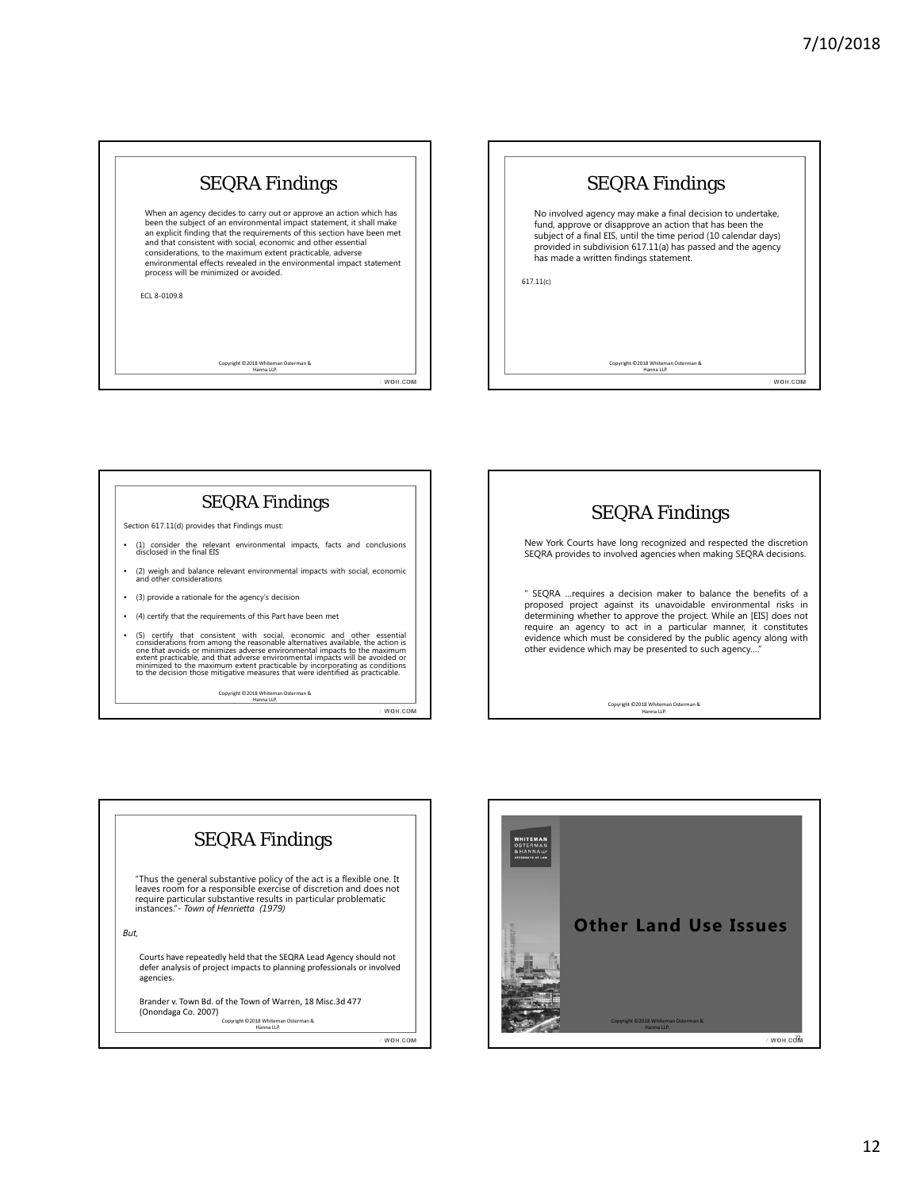## SEQRA Findings

When an agency decides to carry out or approve an action which has been the subject of an environmental impact statement, it shall make an explicit finding that the requirements of this section have been met and that consistent with social, economic and other essential considerations, to the maximum extent practicable, adverse environmental effects revealed in the environmental impact statement process will be minimized or avoided.

ECL 8-0109.8

## SEQRA Findings

No involved agency may make a final decision to undertake, fund, approve or disapprove an action that has been the subject of a final EIS, until the time period (10 calendar days) provided in subdivision 617.11(a) has passed and the agency has made a written findings statement.

617.11(c)

## SEQRA Findings

Section 617.11(d) provides that Findings must:

- (1) consider the relevant environmental impacts, facts and conclusions disclosed in the final EIS
- (2) weigh and balance relevant environmental impacts with social, economic and other considerations
- (3) provide a rationale for the agency's decision
- (4) certify that the requirements of this Part have been met
- (5) certify that consistent with social, economic and other essential considerations from among the reasonable alternatives available, the action is one that avoids or minimizes adverse environmental impacts to the maximum extent practicable, and that adverse environmental impacts will be avoided or minimized to the maximum extent practicable by incorporating as conditions to the decision those mitigative measures that were identified as practicable.

## SEQRA Findings

New York Courts have long recognized and respected the discretion SEQRA provides to involved agencies when making SEQRA decisions.

" SEQRA …requires a decision maker to balance the benefits of a proposed project against its unavoidable environmental risks in determining whether to approve the project. While an [EIS] does not require an agency to act in a particular manner, it constitutes evidence which must be considered by the public agency along with other evidence which may be presented to such agency…."

## SEQRA Findings

"Thus the general substantive policy of the act is a flexible one. It leaves room for a responsible exercise of discretion and does not require particular substantive results in particular problematic instances."- *Town of Henrietta (1979)*

*But,*

Courts have repeatedly held that the SEQRA Lead Agency should not defer analysis of project impacts to planning professionals or involved agencies.

Brander v. Town Bd. of the Town of Warren, 18 Misc.3d 477 (Onondaga Co. 2007)

## Other Land Use Issues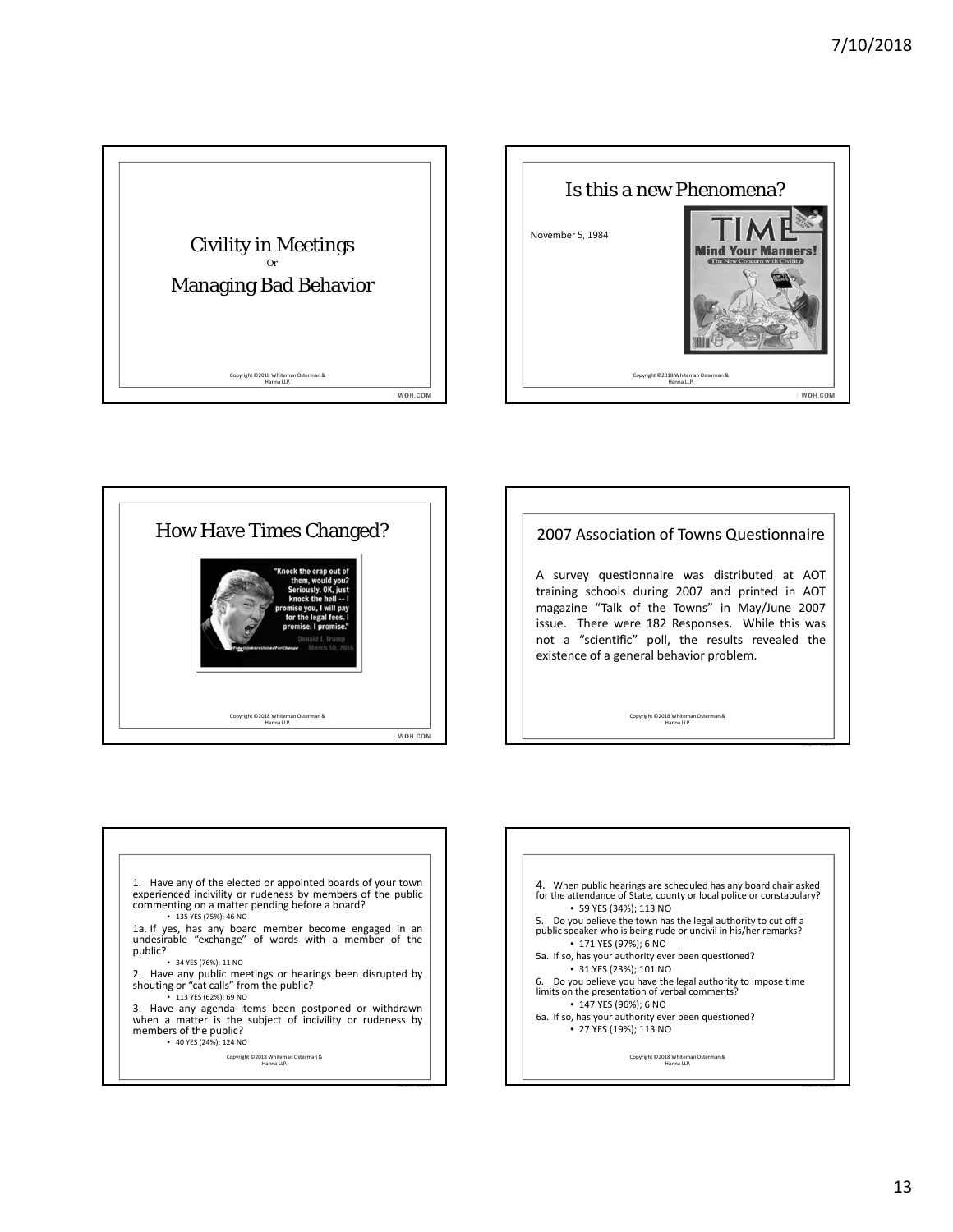## Civility in Meetings

Or

## Managing Bad Behavior

Copyright ©2018 Whiteman Osterman & Hanna LLP.

## Is this a new Phenomena?

November 5, 1984

Copyright ©2018 Whiteman Osterman & Hanna LLP.

## How Have Times Changed?

"Knock the crap out of them, would you? Seriously. OK, just knock the hell -- I promise you, I will pay for the legal fees. I promise. I promise."

Donald J. Trump March 10, 2016

Copyright ©2018 Whiteman Osterman & Hanna LLP.

## 2007 Association of Towns Questionnaire

A survey questionnaire was distributed at AOT training schools during 2007 and printed in AOT magazine "Talk of the Towns" in May/June 2007 issue. There were 182 Responses. While this was not a "scientific" poll, the results revealed the existence of a general behavior problem.

Copyright ©2018 Whiteman Osterman & Hanna LLP.

1. Have any of the elected or appointed boards of your town experienced incivility or rudeness by members of the public commenting on a matter pending before a board?
   - 135 YES (75%); 46 NO

1a. If yes, has any board member become engaged in an undesirable "exchange" of words with a member of the public?
   - 34 YES (76%); 11 NO

2. Have any public meetings or hearings been disrupted by shouting or "cat calls" from the public?
   - 113 YES (62%); 69 NO

3. Have any agenda items been postponed or withdrawn when a matter is the subject of incivility or rudeness by members of the public?
   - 40 YES (24%); 124 NO

Copyright ©2018 Whiteman Osterman & Hanna LLP.

4. When public hearings are scheduled has any board chair asked for the attendance of State, county or local police or constabulary?
   - 59 YES (34%); 113 NO

5. Do you believe the town has the legal authority to cut off a public speaker who is being rude or uncivil in his/her remarks?
   - 171 YES (97%); 6 NO

5a. If so, has your authority ever been questioned?
   - 31 YES (23%); 101 NO

6. Do you believe you have the legal authority to impose time limits on the presentation of verbal comments?
   - 147 YES (96%); 6 NO

6a. If so, has your authority ever been questioned?
   - 27 YES (19%); 113 NO

Copyright ©2018 Whiteman Osterman & Hanna LLP.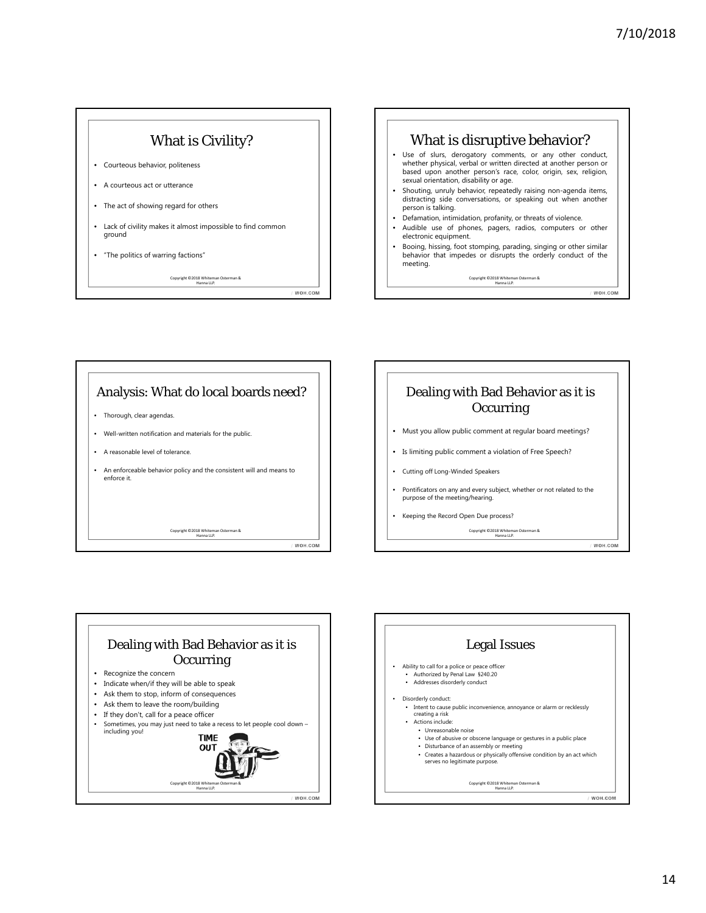## What is Civility?

- Courteous behavior, politeness
- A courteous act or utterance
- The act of showing regard for others
- Lack of civility makes it almost impossible to find common ground
- "The politics of warring factions"

Copyright ©2018 Whiteman Osterman & Hanna LLP.

## What is disruptive behavior?

- Use of slurs, derogatory comments, or any other conduct, whether physical, verbal or written directed at another person or based upon another person's race, color, origin, sex, religion, sexual orientation, disability or age.
- Shouting, unruly behavior, repeatedly raising non-agenda items, distracting side conversations, or speaking out when another person is talking.
- Defamation, intimidation, profanity, or threats of violence.
- Audible use of phones, pagers, radios, computers or other electronic equipment.
- Booing, hissing, foot stomping, parading, singing or other similar behavior that impedes or disrupts the orderly conduct of the meeting.

Copyright ©2018 Whiteman Osterman & Hanna LLP.

## Analysis: What do local boards need?

- Thorough, clear agendas.
- Well-written notification and materials for the public.
- A reasonable level of tolerance.
- An enforceable behavior policy and the consistent will and means to enforce it.

Copyright ©2018 Whiteman Osterman & Hanna LLP.

## Dealing with Bad Behavior as it is Occurring

- Must you allow public comment at regular board meetings?
- Is limiting public comment a violation of Free Speech?
- Cutting off Long-Winded Speakers
- Pontificators on any and every subject, whether or not related to the purpose of the meeting/hearing.
- Keeping the Record Open Due process?

Copyright ©2018 Whiteman Osterman & Hanna LLP.

## Dealing with Bad Behavior as it is Occurring

- Recognize the concern
- Indicate when/if they will be able to speak
- Ask them to stop, inform of consequences
- Ask them to leave the room/building
- If they don't, call for a peace officer
- Sometimes, you may just need to take a recess to let people cool down – including you!

TIME OUT

Copyright ©2018 Whiteman Osterman & Hanna LLP.

## Legal Issues

- Ability to call for a police or peace officer
  - Authorized by Penal Law §240.20
  - Addresses disorderly conduct
- Disorderly conduct:
  - Intent to cause public inconvenience, annoyance or alarm or recklessly creating a risk
  - Actions include:
    - Unreasonable noise
    - Use of abusive or obscene language or gestures in a public place
    - Disturbance of an assembly or meeting
    - Creates a hazardous or physically offensive condition by an act which serves no legitimate purpose.

Copyright ©2018 Whiteman Osterman & Hanna LLP.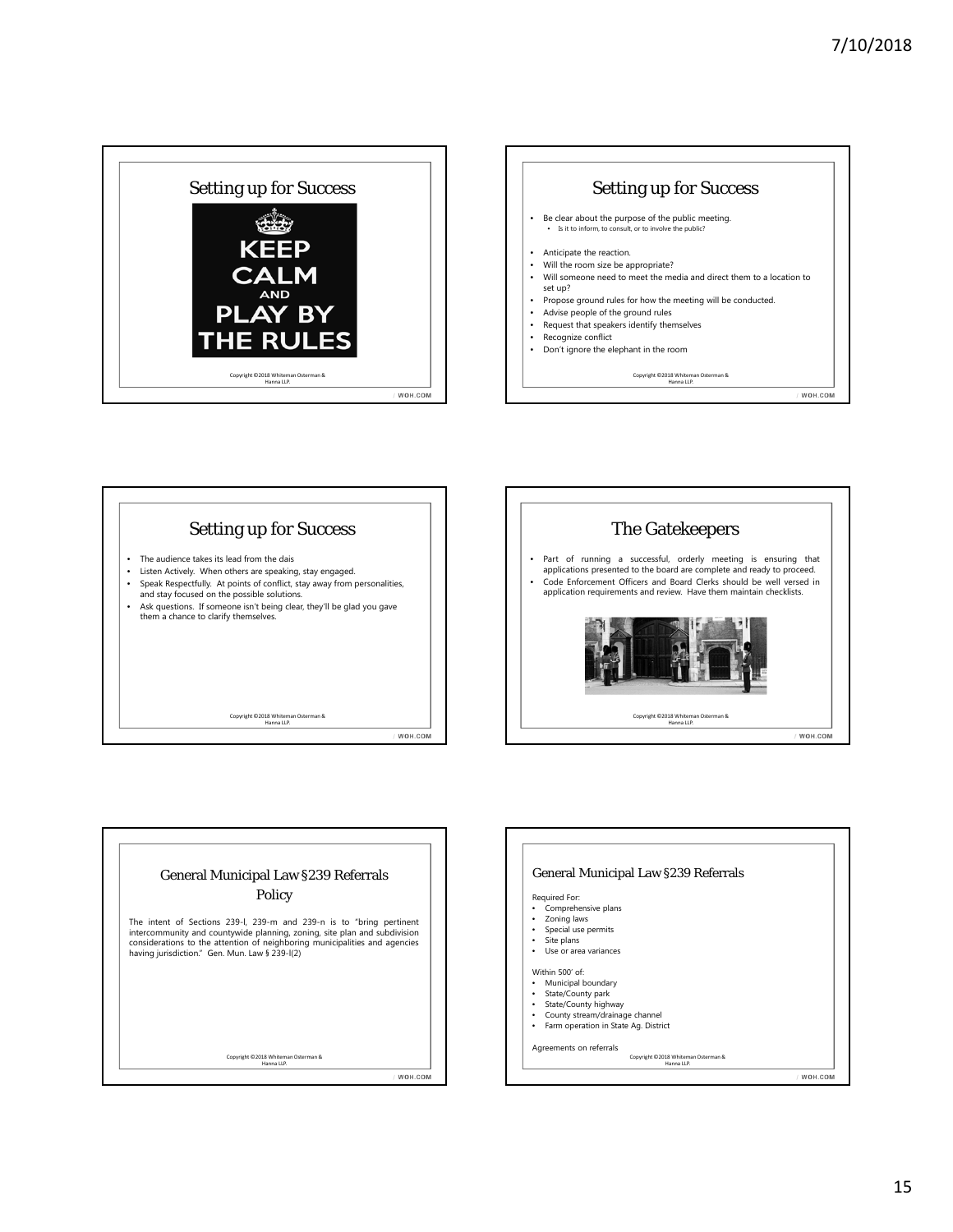## Setting up for Success

KEEP CALM AND PLAY BY THE RULES

Copyright ©2018 Whiteman Osterman & Hanna LLP.

## Setting up for Success

- Be clear about the purpose of the public meeting.
  - Is it to inform, to consult, or to involve the public?
- Anticipate the reaction.
- Will the room size be appropriate?
- Will someone need to meet the media and direct them to a location to set up?
- Propose ground rules for how the meeting will be conducted.
- Advise people of the ground rules
- Request that speakers identify themselves
- Recognize conflict
- Don't ignore the elephant in the room

Copyright ©2018 Whiteman Osterman & Hanna LLP.

## Setting up for Success

- The audience takes its lead from the dais
- Listen Actively. When others are speaking, stay engaged.
- Speak Respectfully. At points of conflict, stay away from personalities, and stay focused on the possible solutions.
- Ask questions. If someone isn't being clear, they'll be glad you gave them a chance to clarify themselves.

Copyright ©2018 Whiteman Osterman & Hanna LLP.

## The Gatekeepers

- Part of running a successful, orderly meeting is ensuring that applications presented to the board are complete and ready to proceed.
- Code Enforcement Officers and Board Clerks should be well versed in application requirements and review. Have them maintain checklists.

Copyright ©2018 Whiteman Osterman & Hanna LLP.

## General Municipal Law §239 Referrals Policy

The intent of Sections 239-l, 239-m and 239-n is to "bring pertinent intercommunity and countywide planning, zoning, site plan and subdivision considerations to the attention of neighboring municipalities and agencies having jurisdiction." Gen. Mun. Law § 239-l(2)

Copyright ©2018 Whiteman Osterman & Hanna LLP.

## General Municipal Law §239 Referrals

Required For:

- Comprehensive plans
- Zoning laws
- Special use permits
- Site plans
- Use or area variances

Within 500' of:

- Municipal boundary
- State/County park
- State/County highway
- County stream/drainage channel
- Farm operation in State Ag. District

Agreements on referrals

Copyright ©2018 Whiteman Osterman & Hanna LLP.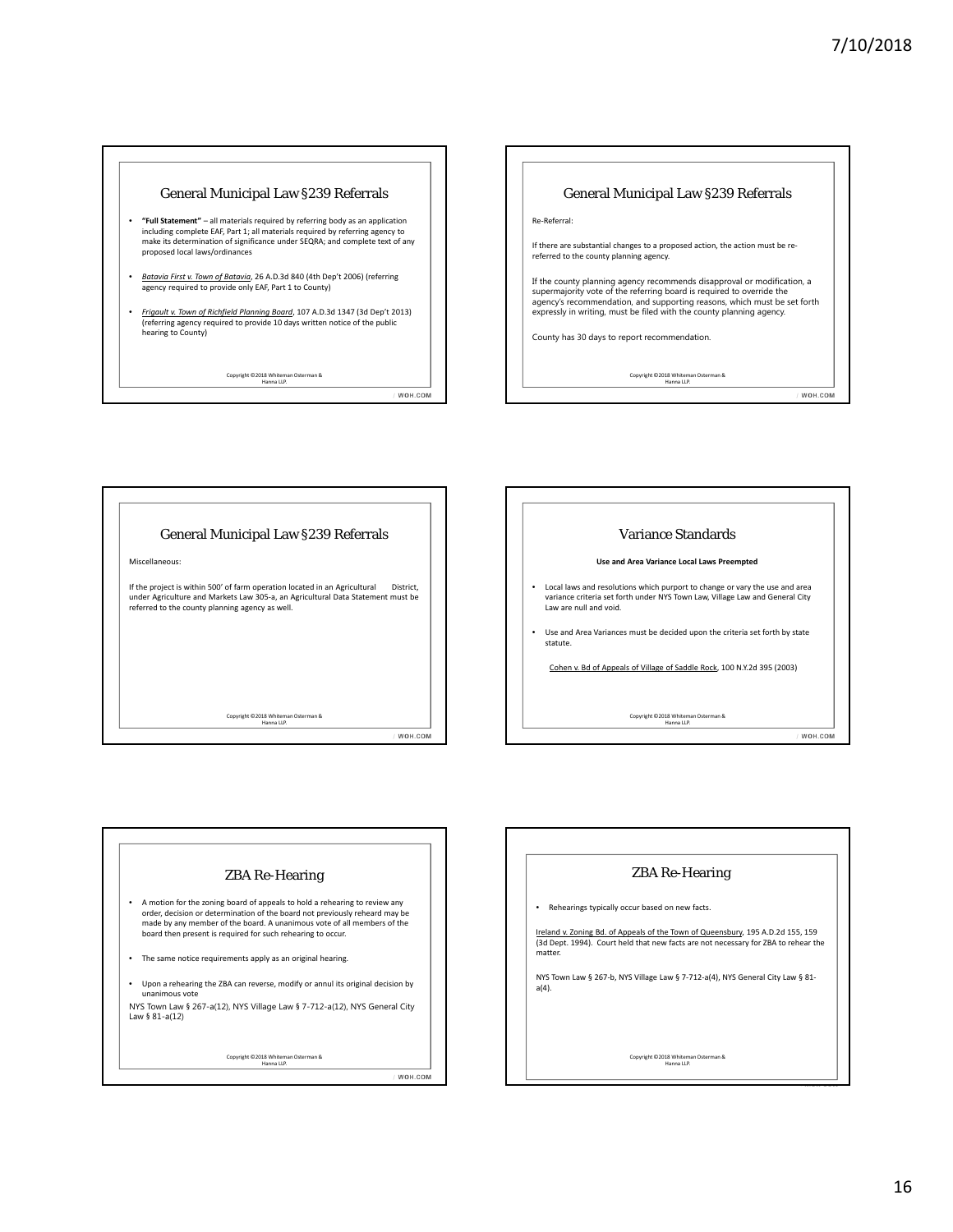## General Municipal Law §239 Referrals

- **"Full Statement"** – all materials required by referring body as an application including complete EAF, Part 1; all materials required by referring agency to make its determination of significance under SEQRA; and complete text of any proposed local laws/ordinances
- *Batavia First v. Town of Batavia*, 26 A.D.3d 840 (4th Dep't 2006) (referring agency required to provide only EAF, Part 1 to County)
- *Frigault v. Town of Richfield Planning Board*, 107 A.D.3d 1347 (3d Dep't 2013) (referring agency required to provide 10 days written notice of the public hearing to County)

Copyright ©2018 Whiteman Osterman & Hanna LLP.

## General Municipal Law §239 Referrals

Re-Referral:

If there are substantial changes to a proposed action, the action must be re-referred to the county planning agency.

If the county planning agency recommends disapproval or modification, a supermajority vote of the referring board is required to override the agency's recommendation, and supporting reasons, which must be set forth expressly in writing, must be filed with the county planning agency.

County has 30 days to report recommendation.

Copyright ©2018 Whiteman Osterman & Hanna LLP.

## General Municipal Law §239 Referrals

Miscellaneous:

If the project is within 500' of farm operation located in an Agricultural District, under Agriculture and Markets Law 305-a, an Agricultural Data Statement must be referred to the county planning agency as well.

Copyright ©2018 Whiteman Osterman & Hanna LLP.

## Variance Standards

**Use and Area Variance Local Laws Preempted**

- Local laws and resolutions which purport to change or vary the use and area variance criteria set forth under NYS Town Law, Village Law and General City Law are null and void.
- Use and Area Variances must be decided upon the criteria set forth by state statute.

Cohen v. Bd of Appeals of Village of Saddle Rock, 100 N.Y.2d 395 (2003)

Copyright ©2018 Whiteman Osterman & Hanna LLP.

## ZBA Re-Hearing

- A motion for the zoning board of appeals to hold a rehearing to review any order, decision or determination of the board not previously reheard may be made by any member of the board. A unanimous vote of all members of the board then present is required for such rehearing to occur.
- The same notice requirements apply as an original hearing.
- Upon a rehearing the ZBA can reverse, modify or annul its original decision by unanimous vote

NYS Town Law § 267-a(12), NYS Village Law § 7-712-a(12), NYS General City Law § 81-a(12)

Copyright ©2018 Whiteman Osterman & Hanna LLP.

## ZBA Re-Hearing

- Rehearings typically occur based on new facts.

Ireland v. Zoning Bd. of Appeals of the Town of Queensbury, 195 A.D.2d 155, 159 (3d Dept. 1994). Court held that new facts are not necessary for ZBA to rehear the matter.

NYS Town Law § 267-b, NYS Village Law § 7-712-a(4), NYS General City Law § 81-a(4).

Copyright ©2018 Whiteman Osterman & Hanna LLP.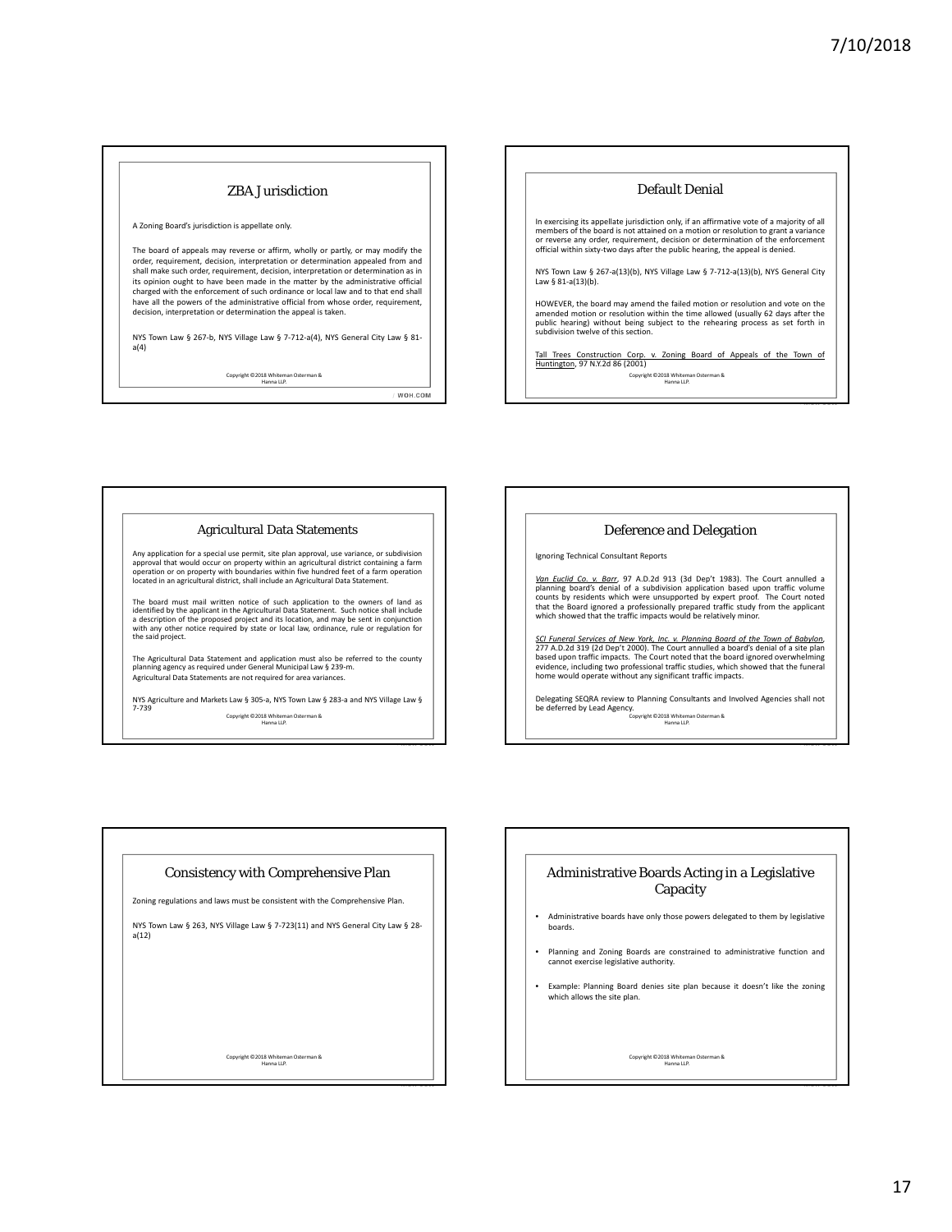## ZBA Jurisdiction

A Zoning Board's jurisdiction is appellate only.

The board of appeals may reverse or affirm, wholly or partly, or may modify the order, requirement, decision, interpretation or determination appealed from and shall make such order, requirement, decision, interpretation or determination as in its opinion ought to have been made in the matter by the administrative official charged with the enforcement of such ordinance or local law and to that end shall have all the powers of the administrative official from whose order, requirement, decision, interpretation or determination the appeal is taken.

NYS Town Law § 267-b, NYS Village Law § 7-712-a(4), NYS General City Law § 81-a(4)

Copyright ©2018 Whiteman Osterman & Hanna LLP.

## Default Denial

In exercising its appellate jurisdiction only, if an affirmative vote of a majority of all members of the board is not attained on a motion or resolution to grant a variance or reverse any order, requirement, decision or determination of the enforcement official within sixty-two days after the public hearing, the appeal is denied.

NYS Town Law § 267-a(13)(b), NYS Village Law § 7-712-a(13)(b), NYS General City Law § 81-a(13)(b).

HOWEVER, the board may amend the failed motion or resolution and vote on the amended motion or resolution within the time allowed (usually 62 days after the public hearing) without being subject to the rehearing process as set forth in subdivision twelve of this section.

Tall Trees Construction Corp. v. Zoning Board of Appeals of the Town of Huntington, 97 N.Y.2d 86 (2001)

Copyright ©2018 Whiteman Osterman & Hanna LLP.

## Agricultural Data Statements

Any application for a special use permit, site plan approval, use variance, or subdivision approval that would occur on property within an agricultural district containing a farm operation or on property with boundaries within five hundred feet of a farm operation located in an agricultural district, shall include an Agricultural Data Statement.

The board must mail written notice of such application to the owners of land as identified by the applicant in the Agricultural Data Statement. Such notice shall include a description of the proposed project and its location, and may be sent in conjunction with any other notice required by state or local law, ordinance, rule or regulation for the said project.

The Agricultural Data Statement and application must also be referred to the county planning agency as required under General Municipal Law § 239-m.
Agricultural Data Statements are not required for area variances.

NYS Agriculture and Markets Law § 305-a, NYS Town Law § 283-a and NYS Village Law § 7-739

Copyright ©2018 Whiteman Osterman & Hanna LLP.

## Deference and Delegation

Ignoring Technical Consultant Reports

*Van Euclid Co. v. Barr*, 97 A.D.2d 913 (3d Dep't 1983). The Court annulled a planning board's denial of a subdivision application based upon traffic volume counts by residents which were unsupported by expert proof. The Court noted that the Board ignored a professionally prepared traffic study from the applicant which showed that the traffic impacts would be relatively minor.

*SCI Funeral Services of New York, Inc. v. Planning Board of the Town of Babylon*, 277 A.D.2d 319 (2d Dep't 2000). The Court annulled a board's denial of a site plan based upon traffic impacts. The Court noted that the board ignored overwhelming evidence, including two professional traffic studies, which showed that the funeral home would operate without any significant traffic impacts.

Delegating SEQRA review to Planning Consultants and Involved Agencies shall not be deferred by Lead Agency.

Copyright ©2018 Whiteman Osterman & Hanna LLP.

## Consistency with Comprehensive Plan

Zoning regulations and laws must be consistent with the Comprehensive Plan.

NYS Town Law § 263, NYS Village Law § 7-723(11) and NYS General City Law § 28-a(12)

Copyright ©2018 Whiteman Osterman & Hanna LLP.

## Administrative Boards Acting in a Legislative Capacity

- Administrative boards have only those powers delegated to them by legislative boards.
- Planning and Zoning Boards are constrained to administrative function and cannot exercise legislative authority.
- Example: Planning Board denies site plan because it doesn't like the zoning which allows the site plan.

Copyright ©2018 Whiteman Osterman & Hanna LLP.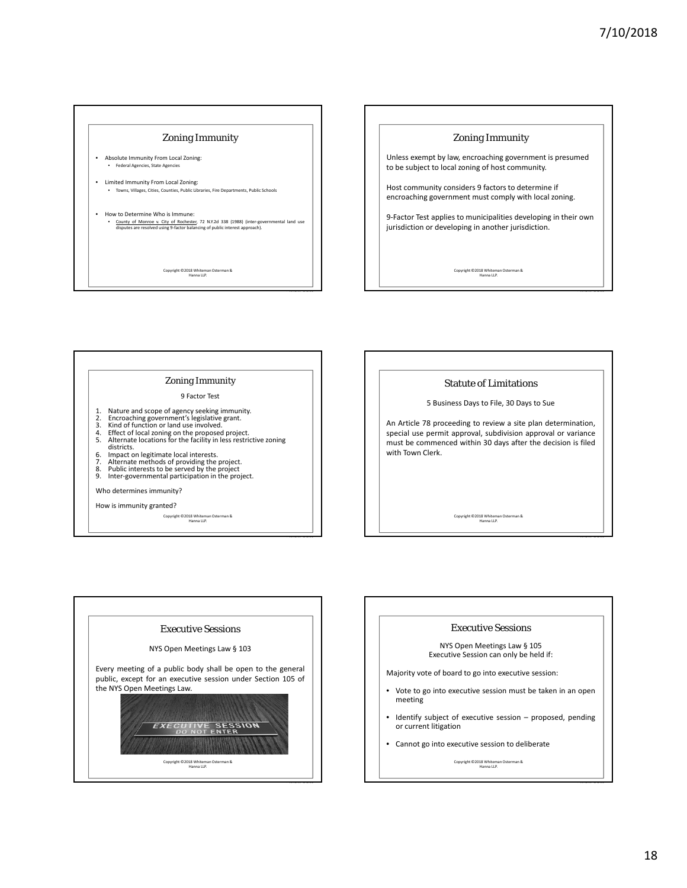## Zoning Immunity

- Absolute Immunity From Local Zoning:
  - Federal Agencies, State Agencies
- Limited Immunity From Local Zoning:
  - Towns, Villages, Cities, Counties, Public Libraries, Fire Departments, Public Schools
- How to Determine Who is Immune:
  - County of Monroe v. City of Rochester, 72 N.Y.2d 338 (1988) (inter-governmental land use disputes are resolved using 9-factor balancing of public interest approach).

Copyright ©2018 Whiteman Osterman & Hanna LLP.

## Zoning Immunity

Unless exempt by law, encroaching government is presumed to be subject to local zoning of host community.

Host community considers 9 factors to determine if encroaching government must comply with local zoning.

9-Factor Test applies to municipalities developing in their own jurisdiction or developing in another jurisdiction.

Copyright ©2018 Whiteman Osterman & Hanna LLP.

## Zoning Immunity

9 Factor Test

1. Nature and scope of agency seeking immunity.
2. Encroaching government's legislative grant.
3. Kind of function or land use involved.
4. Effect of local zoning on the proposed project.
5. Alternate locations for the facility in less restrictive zoning districts.
6. Impact on legitimate local interests.
7. Alternate methods of providing the project.
8. Public interests to be served by the project
9. Inter-governmental participation in the project.

Who determines immunity?

How is immunity granted?

Copyright ©2018 Whiteman Osterman & Hanna LLP.

## Statute of Limitations

5 Business Days to File, 30 Days to Sue

An Article 78 proceeding to review a site plan determination, special use permit approval, subdivision approval or variance must be commenced within 30 days after the decision is filed with Town Clerk.

Copyright ©2018 Whiteman Osterman & Hanna LLP.

## Executive Sessions

NYS Open Meetings Law § 103

Every meeting of a public body shall be open to the general public, except for an executive session under Section 105 of the NYS Open Meetings Law.

Copyright ©2018 Whiteman Osterman & Hanna LLP.

## Executive Sessions

NYS Open Meetings Law § 105
Executive Session can only be held if:

Majority vote of board to go into executive session:

- Vote to go into executive session must be taken in an open meeting
- Identify subject of executive session – proposed, pending or current litigation
- Cannot go into executive session to deliberate

Copyright ©2018 Whiteman Osterman & Hanna LLP.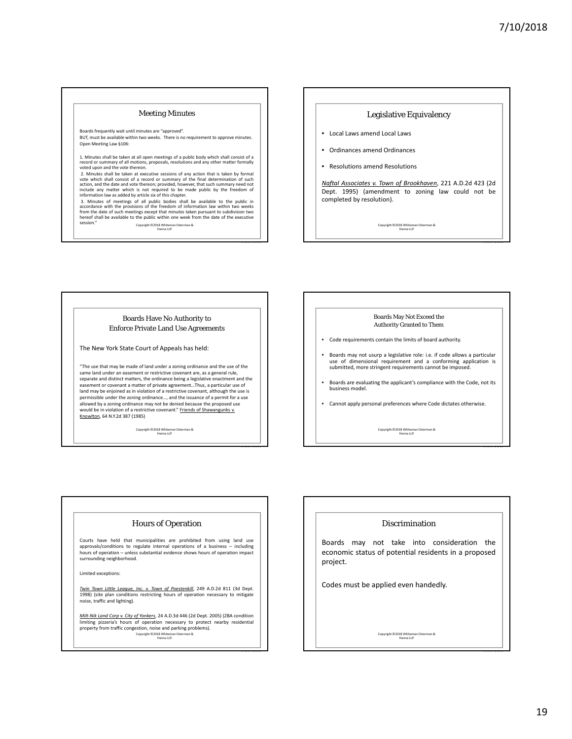## Meeting Minutes

Boards frequently wait until minutes are "approved".

BUT, must be available within two weeks. There is no requirement to approve minutes.

Open Meeting Law §106:

1. Minutes shall be taken at all open meetings of a public body which shall consist of a record or summary of all motions, proposals, resolutions and any other matter formally voted upon and the vote thereon.

2. Minutes shall be taken at executive sessions of any action that is taken by formal vote which shall consist of a record or summary of the final determination of such action, and the date and vote thereon; provided, however, that such summary need not include any matter which is not required to be made public by the freedom of information law as added by article six of this chapter.

3. Minutes of meetings of all public bodies shall be available to the public in accordance with the provisions of the freedom of information law within two weeks from the date of such meetings except that minutes taken pursuant to subdivision two hereof shall be available to the public within one week from the date of the executive session."

Copyright ©2018 Whiteman Osterman & Hanna LLP.

## Legislative Equivalency

- Local Laws amend Local Laws
- Ordinances amend Ordinances
- Resolutions amend Resolutions

*Naftal Associates v. Town of Brookhaven*, 221 A.D.2d 423 (2d Dept. 1995) (amendment to zoning law could not be completed by resolution).

Copyright ©2018 Whiteman Osterman & Hanna LLP.

## Boards Have No Authority to Enforce Private Land Use Agreements

The New York State Court of Appeals has held:

"The use that may be made of land under a zoning ordinance and the use of the same land under an easement or restrictive covenant are, as a general rule, separate and distinct matters, the ordinance being a legislative enactment and the easement or covenant a matter of private agreement…Thus, a particular use of land may be enjoined as in violation of a restrictive covenant, although the use is permissible under the zoning ordinance…, and the issuance of a permit for a use allowed by a zoning ordinance may not be denied because the proposed use would be in violation of a restrictive covenant." Friends of Shawangunks v. Knowlton, 64 N.Y.2d 387 (1985)

Copyright ©2018 Whiteman Osterman & Hanna LLP.

## Boards May Not Exceed the Authority Granted to Them

- Code requirements contain the limits of board authority.
- Boards may not usurp a legislative role: i.e. if code allows a particular use of dimensional requirement and a conforming application is submitted, more stringent requirements cannot be imposed.
- Boards are evaluating the applicant's compliance with the Code, not its business model.
- Cannot apply personal preferences where Code dictates otherwise.

Copyright ©2018 Whiteman Osterman & Hanna LLP.

## Hours of Operation

Courts have held that municipalities are prohibited from using land use approvals/conditions to regulate internal operations of a business – including hours of operation – unless substantial evidence shows hours of operation impact surrounding neighborhood.

Limited exceptions:

*Twin Town Little League, Inc. v. Town of Poestenkill*, 249 A.D.2d 811 (3d Dept. 1998) (site plan conditions restricting hours of operation necessary to mitigate noise, traffic and lighting).

*Milt-Nik Land Corp v. City of Yonkers*, 24 A.D.3d 446 (2d Dept. 2005) (ZBA condition limiting pizzeria's hours of operation necessary to protect nearby residential property from traffic congestion, noise and parking problems).

Copyright ©2018 Whiteman Osterman & Hanna LLP.

## Discrimination

Boards may not take into consideration the economic status of potential residents in a proposed project.

Codes must be applied even handedly.

Copyright ©2018 Whiteman Osterman & Hanna LLP.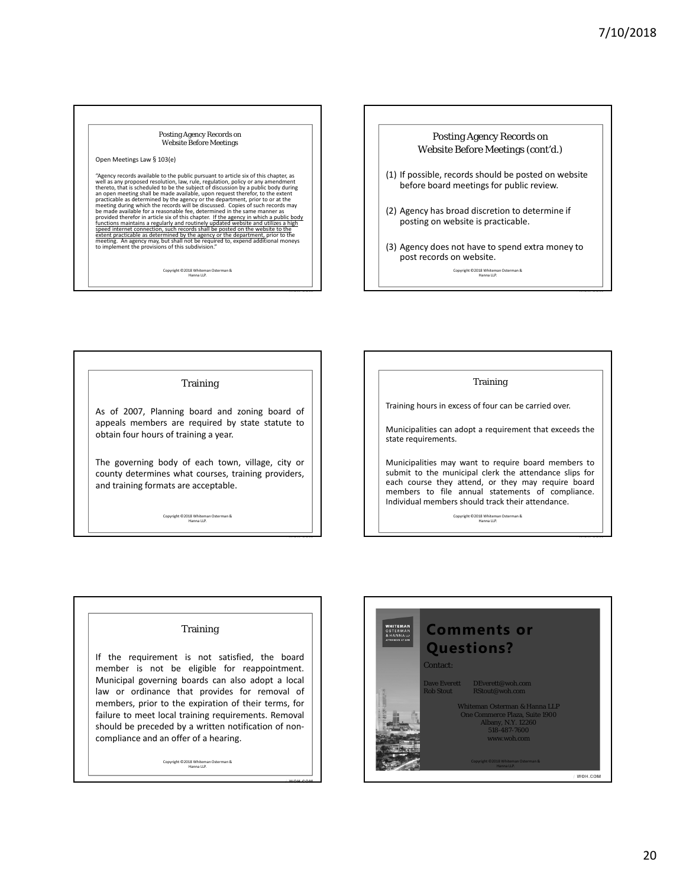## Posting Agency Records on Website Before Meetings

Open Meetings Law § 103(e)

"Agency records available to the public pursuant to article six of this chapter, as well as any proposed resolution, law, rule, regulation, policy or any amendment thereto, that is scheduled to be the subject of discussion by a public body during an open meeting shall be made available, upon request therefor, to the extent practicable as determined by the agency or the department, prior to or at the meeting during which the records will be discussed. Copies of such records may be made available for a reasonable fee, determined in the same manner as provided therefor in article six of this chapter. If the agency in which a public body functions maintains a regularly and routinely updated website and utilizes a high speed internet connection, such records shall be posted on the website to the extent practicable as determined by the agency or the department, prior to the meeting. An agency may, but shall not be required to, expend additional moneys to implement the provisions of this subdivision."

Copyright ©2018 Whiteman Osterman & Hanna LLP.

## Posting Agency Records on Website Before Meetings (cont'd.)

(1) If possible, records should be posted on website before board meetings for public review.

(2) Agency has broad discretion to determine if posting on website is practicable.

(3) Agency does not have to spend extra money to post records on website.

Copyright ©2018 Whiteman Osterman & Hanna LLP.

## Training

As of 2007, Planning board and zoning board of appeals members are required by state statute to obtain four hours of training a year.

The governing body of each town, village, city or county determines what courses, training providers, and training formats are acceptable.

Copyright ©2018 Whiteman Osterman & Hanna LLP.

## Training

Training hours in excess of four can be carried over.

Municipalities can adopt a requirement that exceeds the state requirements.

Municipalities may want to require board members to submit to the municipal clerk the attendance slips for each course they attend, or they may require board members to file annual statements of compliance. Individual members should track their attendance.

Copyright ©2018 Whiteman Osterman & Hanna LLP.

## Training

If the requirement is not satisfied, the board member is not eligible for reappointment. Municipal governing boards can also adopt a local law or ordinance that provides for removal of members, prior to the expiration of their terms, for failure to meet local training requirements. Removal should be preceded by a written notification of non-compliance and an offer of a hearing.

Copyright ©2018 Whiteman Osterman & Hanna LLP.

## Comments or Questions?

Contact:

Dave Everett DEverett@woh.com
Rob Stout RStout@woh.com

Whiteman Osterman & Hanna LLP
One Commerce Plaza, Suite 1900
Albany, N.Y. 12260
518-487-7600
www.woh.com

Copyright ©2018 Whiteman Osterman & Hanna LLP.